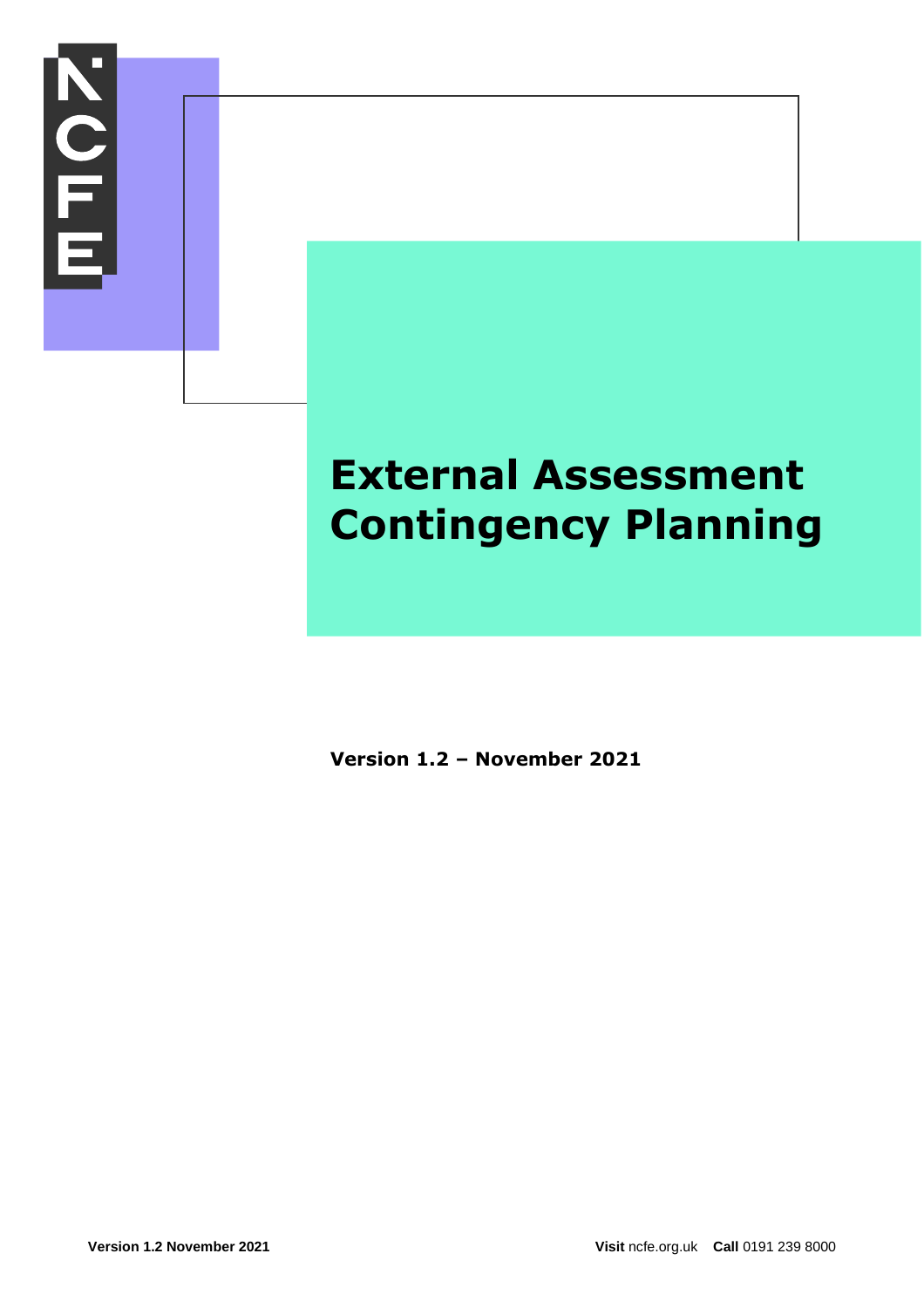# External Assessment Contingency Planning

**Version 1.2 – November 2021**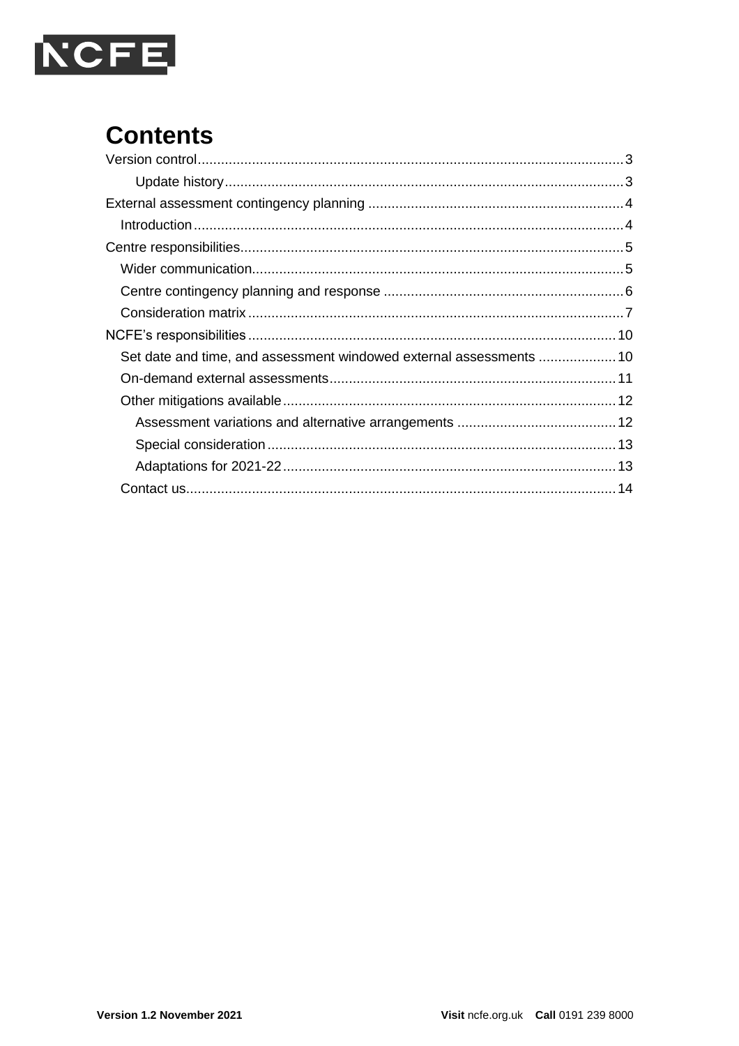# Contents

Version control ..... 3
- Update history ..... 3

External assessment contingency planning ..... 4
- Introduction ..... 4

Centre responsibilities ..... 5
- Wider communication ..... 5
- Centre contingency planning and response ..... 6
- Consideration matrix ..... 7

NCFE's responsibilities ..... 10
- Set date and time, and assessment windowed external assessments ..... 10
- On-demand external assessments ..... 11
- Other mitigations available ..... 12
  - Assessment variations and alternative arrangements ..... 12
  - Special consideration ..... 13
  - Adaptations for 2021-22 ..... 13
- Contact us ..... 14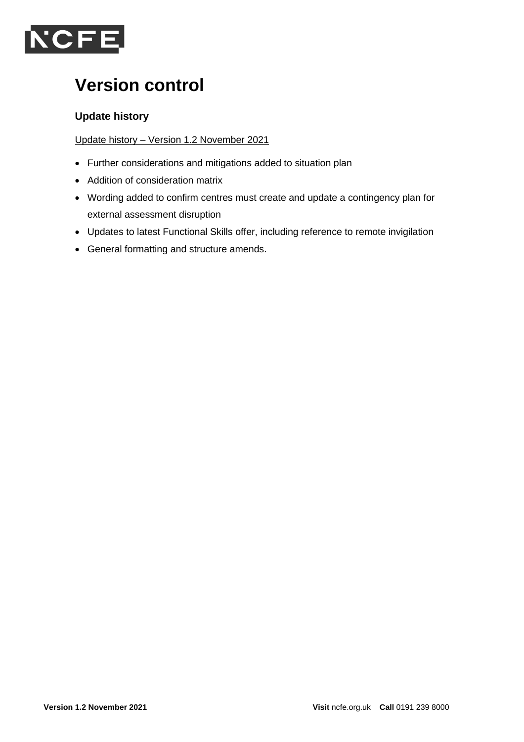# Version control

## Update history

Update history – Version 1.2 November 2021

- Further considerations and mitigations added to situation plan
- Addition of consideration matrix
- Wording added to confirm centres must create and update a contingency plan for external assessment disruption
- Updates to latest Functional Skills offer, including reference to remote invigilation
- General formatting and structure amends.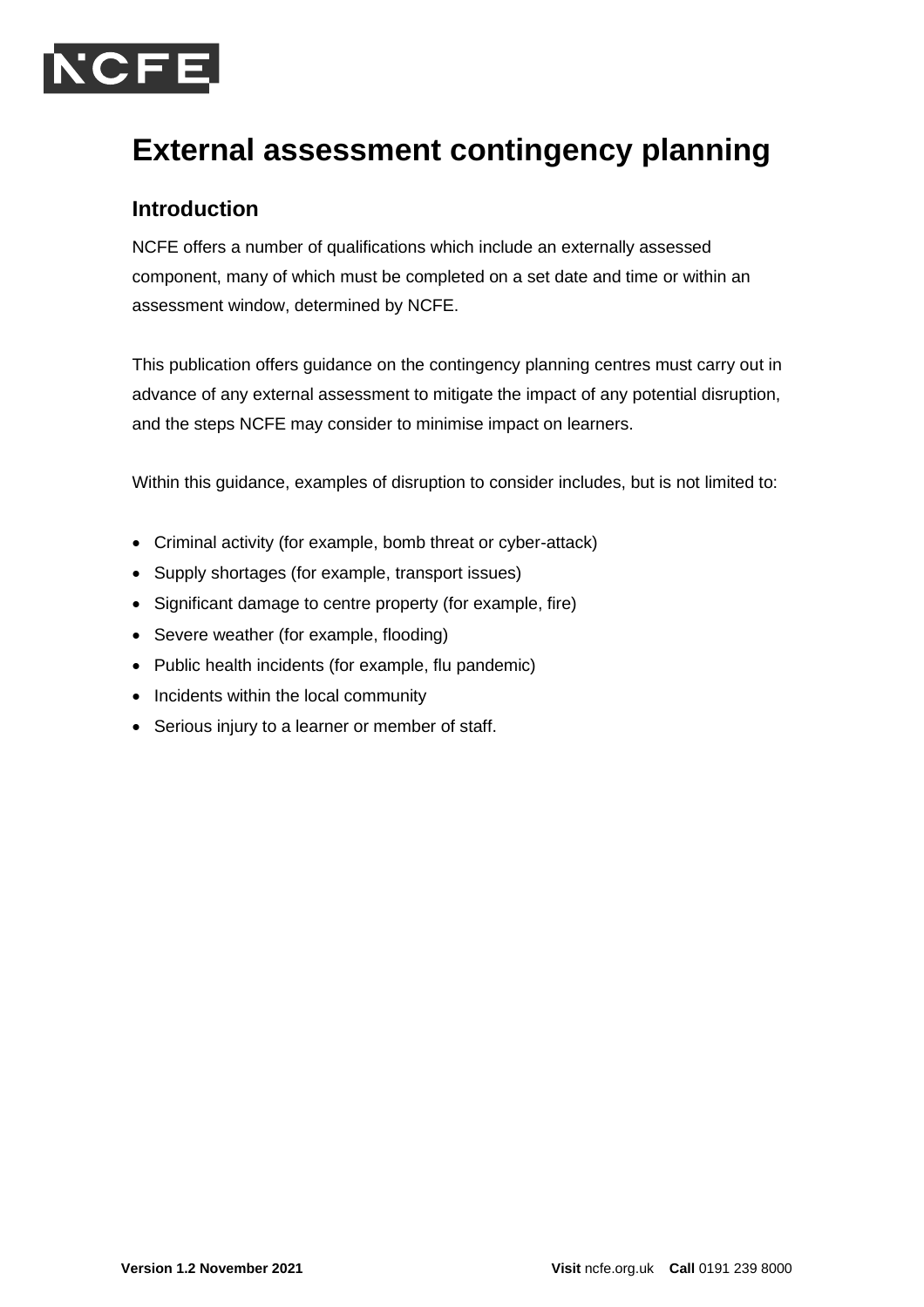# External assessment contingency planning

## Introduction

NCFE offers a number of qualifications which include an externally assessed component, many of which must be completed on a set date and time or within an assessment window, determined by NCFE.

This publication offers guidance on the contingency planning centres must carry out in advance of any external assessment to mitigate the impact of any potential disruption, and the steps NCFE may consider to minimise impact on learners.

Within this guidance, examples of disruption to consider includes, but is not limited to:

- Criminal activity (for example, bomb threat or cyber-attack)
- Supply shortages (for example, transport issues)
- Significant damage to centre property (for example, fire)
- Severe weather (for example, flooding)
- Public health incidents (for example, flu pandemic)
- Incidents within the local community
- Serious injury to a learner or member of staff.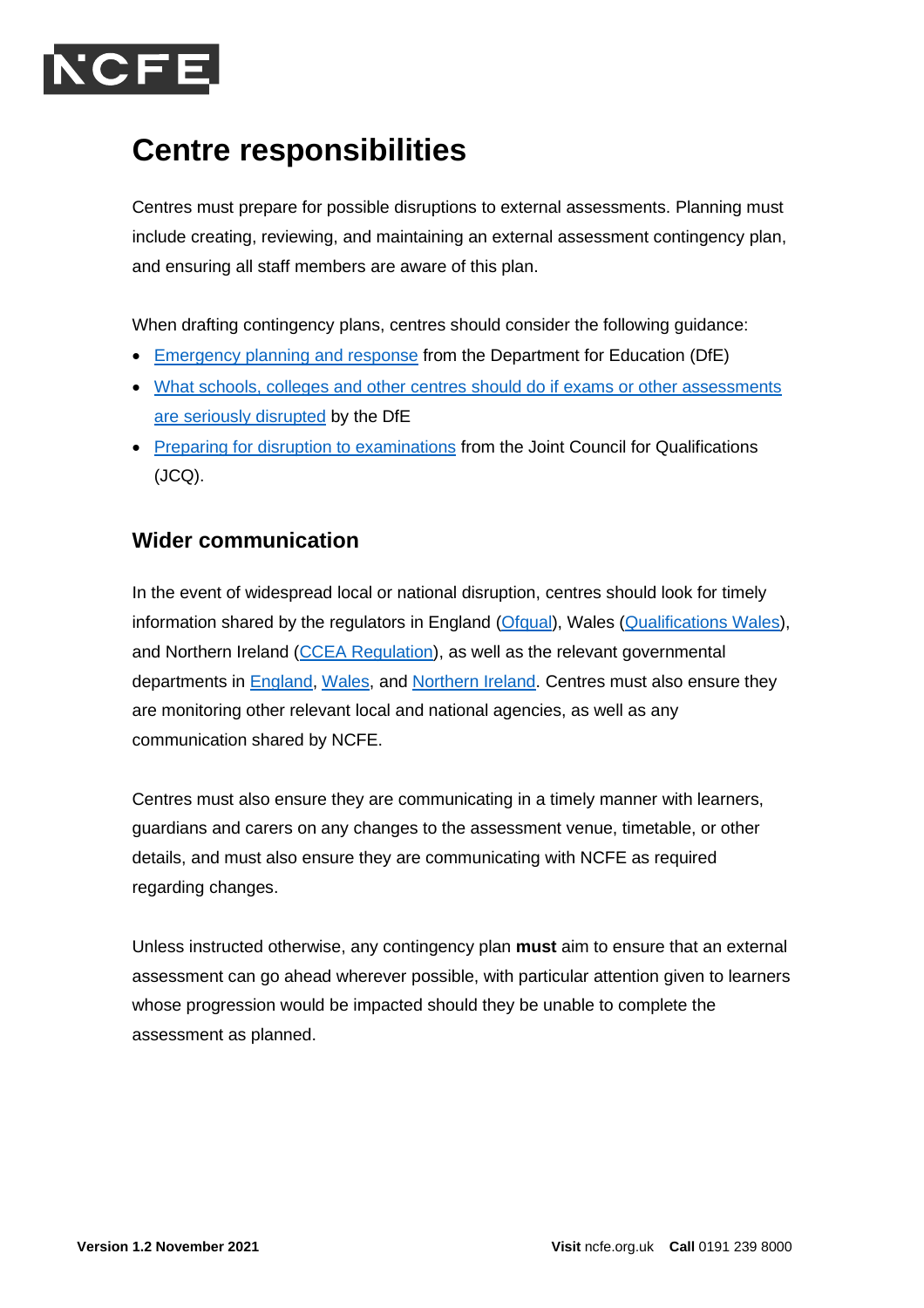# Centre responsibilities

Centres must prepare for possible disruptions to external assessments. Planning must include creating, reviewing, and maintaining an external assessment contingency plan, and ensuring all staff members are aware of this plan.

When drafting contingency plans, centres should consider the following guidance:

- Emergency planning and response from the Department for Education (DfE)
- What schools, colleges and other centres should do if exams or other assessments are seriously disrupted by the DfE
- Preparing for disruption to examinations from the Joint Council for Qualifications (JCQ).

## Wider communication

In the event of widespread local or national disruption, centres should look for timely information shared by the regulators in England (Ofqual), Wales (Qualifications Wales), and Northern Ireland (CCEA Regulation), as well as the relevant governmental departments in England, Wales, and Northern Ireland. Centres must also ensure they are monitoring other relevant local and national agencies, as well as any communication shared by NCFE.

Centres must also ensure they are communicating in a timely manner with learners, guardians and carers on any changes to the assessment venue, timetable, or other details, and must also ensure they are communicating with NCFE as required regarding changes.

Unless instructed otherwise, any contingency plan **must** aim to ensure that an external assessment can go ahead wherever possible, with particular attention given to learners whose progression would be impacted should they be unable to complete the assessment as planned.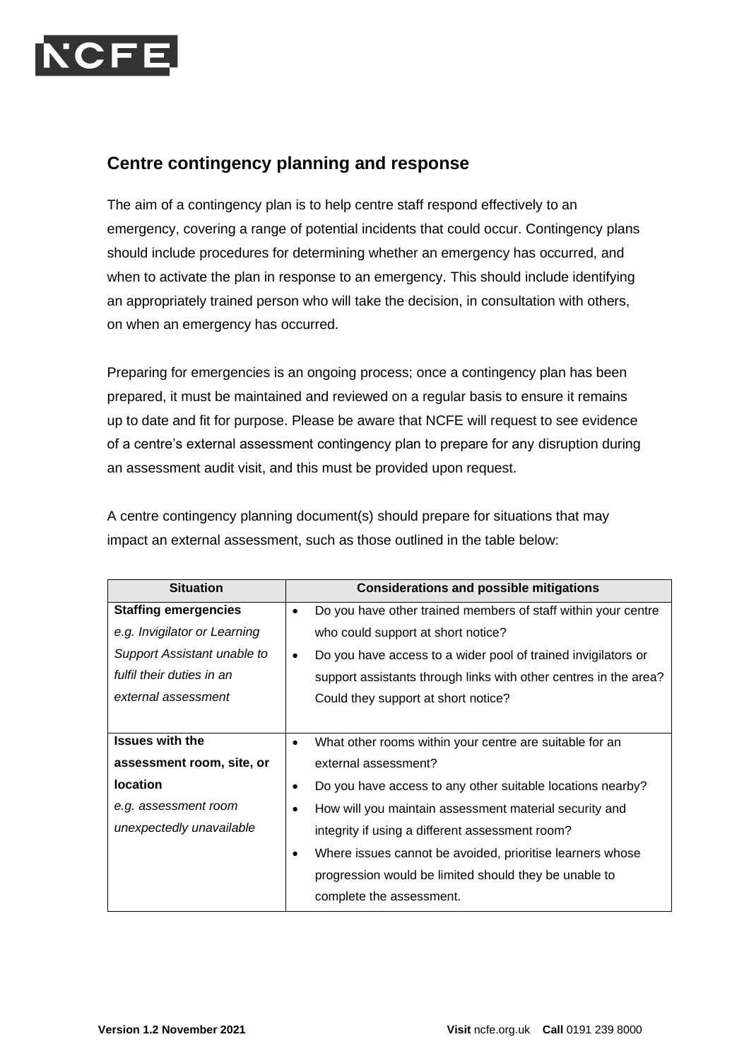## Centre contingency planning and response

The aim of a contingency plan is to help centre staff respond effectively to an emergency, covering a range of potential incidents that could occur. Contingency plans should include procedures for determining whether an emergency has occurred, and when to activate the plan in response to an emergency. This should include identifying an appropriately trained person who will take the decision, in consultation with others, on when an emergency has occurred.

Preparing for emergencies is an ongoing process; once a contingency plan has been prepared, it must be maintained and reviewed on a regular basis to ensure it remains up to date and fit for purpose. Please be aware that NCFE will request to see evidence of a centre's external assessment contingency plan to prepare for any disruption during an assessment audit visit, and this must be provided upon request.

A centre contingency planning document(s) should prepare for situations that may impact an external assessment, such as those outlined in the table below:

| Situation | Considerations and possible mitigations |
|---|---|
| **Staffing emergencies**<br>*e.g. Invigilator or Learning Support Assistant unable to fulfil their duties in an external assessment* | • Do you have other trained members of staff within your centre who could support at short notice?<br>• Do you have access to a wider pool of trained invigilators or support assistants through links with other centres in the area? Could they support at short notice? |
| **Issues with the assessment room, site, or location**<br>*e.g. assessment room unexpectedly unavailable* | • What other rooms within your centre are suitable for an external assessment?<br>• Do you have access to any other suitable locations nearby?<br>• How will you maintain assessment material security and integrity if using a different assessment room?<br>• Where issues cannot be avoided, prioritise learners whose progression would be limited should they be unable to complete the assessment. |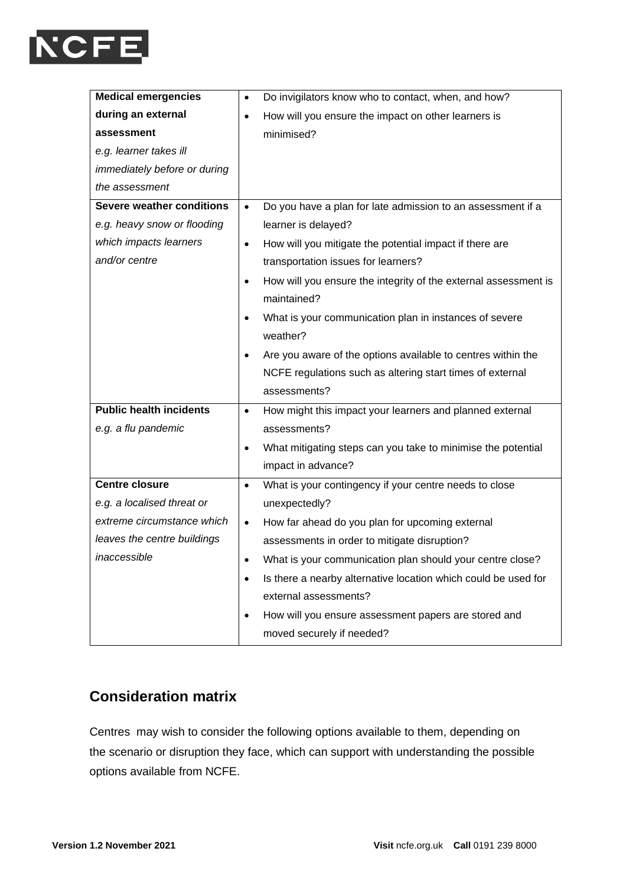| | |
|---|---|
| **Medical emergencies during an external assessment** *e.g. learner takes ill immediately before or during the assessment* | • Do invigilators know who to contact, when, and how?<br>• How will you ensure the impact on other learners is minimised? |
| **Severe weather conditions** *e.g. heavy snow or flooding which impacts learners and/or centre* | • Do you have a plan for late admission to an assessment if a learner is delayed?<br>• How will you mitigate the potential impact if there are transportation issues for learners?<br>• How will you ensure the integrity of the external assessment is maintained?<br>• What is your communication plan in instances of severe weather?<br>• Are you aware of the options available to centres within the NCFE regulations such as altering start times of external assessments? |
| **Public health incidents** *e.g. a flu pandemic* | • How might this impact your learners and planned external assessments?<br>• What mitigating steps can you take to minimise the potential impact in advance? |
| **Centre closure** *e.g. a localised threat or extreme circumstance which leaves the centre buildings inaccessible* | • What is your contingency if your centre needs to close unexpectedly?<br>• How far ahead do you plan for upcoming external assessments in order to mitigate disruption?<br>• What is your communication plan should your centre close?<br>• Is there a nearby alternative location which could be used for external assessments?<br>• How will you ensure assessment papers are stored and moved securely if needed? |

## Consideration matrix

Centres may wish to consider the following options available to them, depending on the scenario or disruption they face, which can support with understanding the possible options available from NCFE.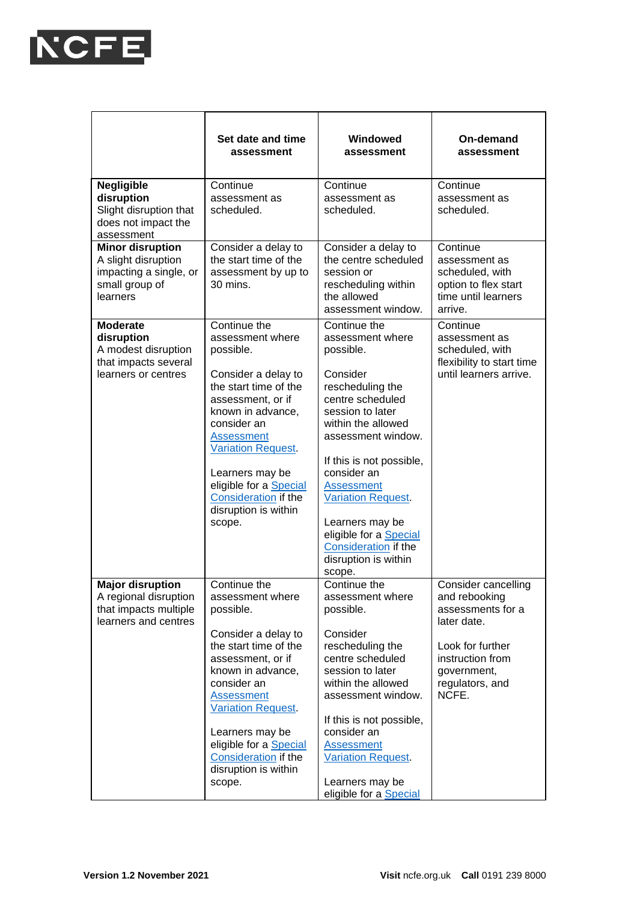| | Set date and time assessment | Windowed assessment | On-demand assessment |
|---|---|---|---|
| **Negligible disruption** Slight disruption that does not impact the assessment | Continue assessment as scheduled. | Continue assessment as scheduled. | Continue assessment as scheduled. |
| **Minor disruption** A slight disruption impacting a single, or small group of learners | Consider a delay to the start time of the assessment by up to 30 mins. | Consider a delay to the centre scheduled session or rescheduling within the allowed assessment window. | Continue assessment as scheduled, with option to flex start time until learners arrive. |
| **Moderate disruption** A modest disruption that impacts several learners or centres | Continue the assessment where possible.<br><br>Consider a delay to the start time of the assessment, or if known in advance, consider an Assessment Variation Request.<br><br>Learners may be eligible for a Special Consideration if the disruption is within scope. | Continue the assessment where possible.<br><br>Consider rescheduling the centre scheduled session to later within the allowed assessment window.<br><br>If this is not possible, consider an Assessment Variation Request.<br><br>Learners may be eligible for a Special Consideration if the disruption is within scope. | Continue assessment as scheduled, with flexibility to start time until learners arrive. |
| **Major disruption** A regional disruption that impacts multiple learners and centres | Continue the assessment where possible.<br><br>Consider a delay to the start time of the assessment, or if known in advance, consider an Assessment Variation Request.<br><br>Learners may be eligible for a Special Consideration if the disruption is within scope. | Continue the assessment where possible.<br><br>Consider rescheduling the centre scheduled session to later within the allowed assessment window.<br><br>If this is not possible, consider an Assessment Variation Request.<br><br>Learners may be eligible for a Special | Consider cancelling and rebooking assessments for a later date.<br><br>Look for further instruction from government, regulators, and NCFE. |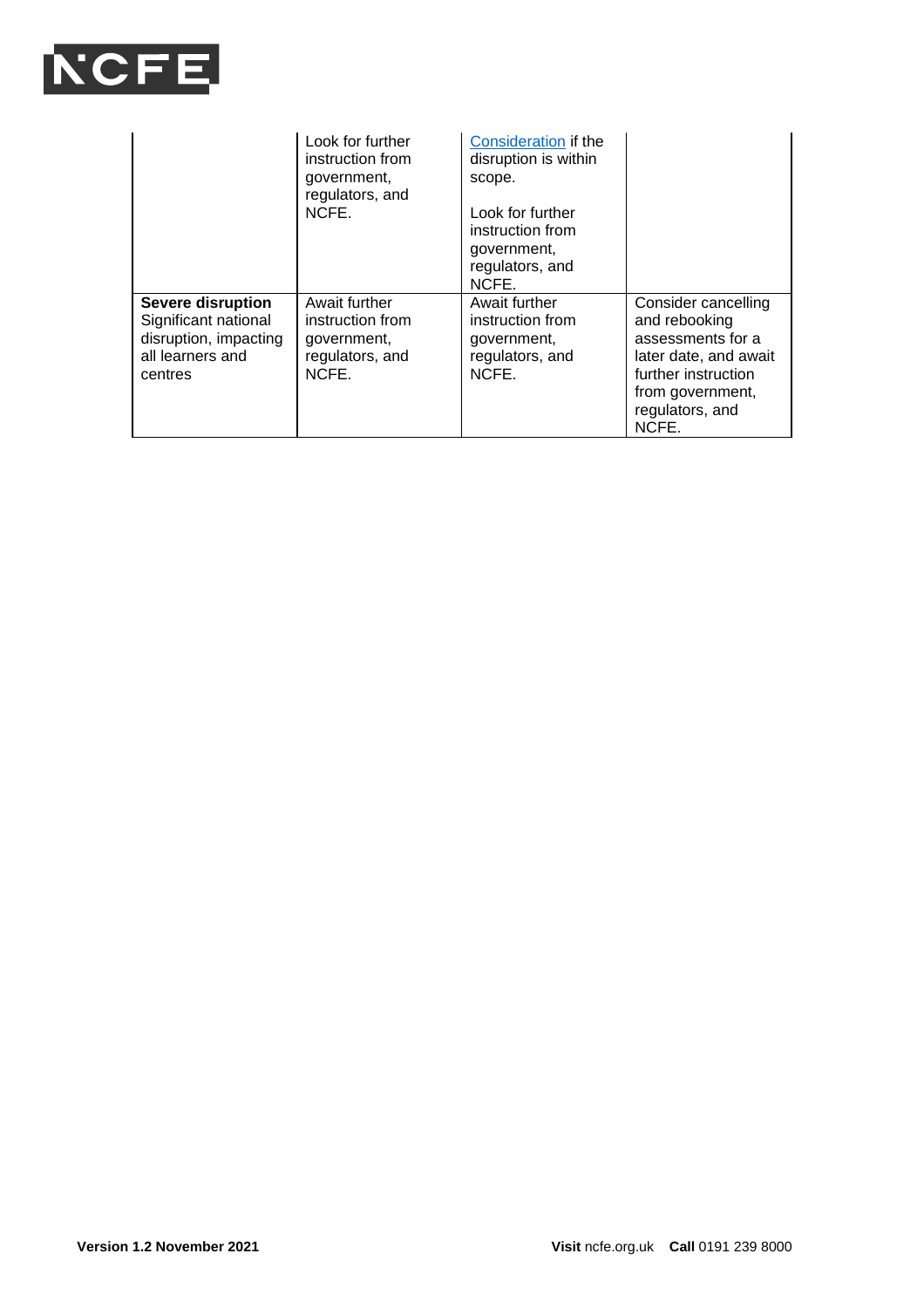| | | | |
|---|---|---|---|
| | Look for further instruction from government, regulators, and NCFE. | [Consideration](#) if the disruption is within scope.<br><br>Look for further instruction from government, regulators, and NCFE. | |
| **Severe disruption**<br>Significant national disruption, impacting all learners and centres | Await further instruction from government, regulators, and NCFE. | Await further instruction from government, regulators, and NCFE. | Consider cancelling and rebooking assessments for a later date, and await further instruction from government, regulators, and NCFE. |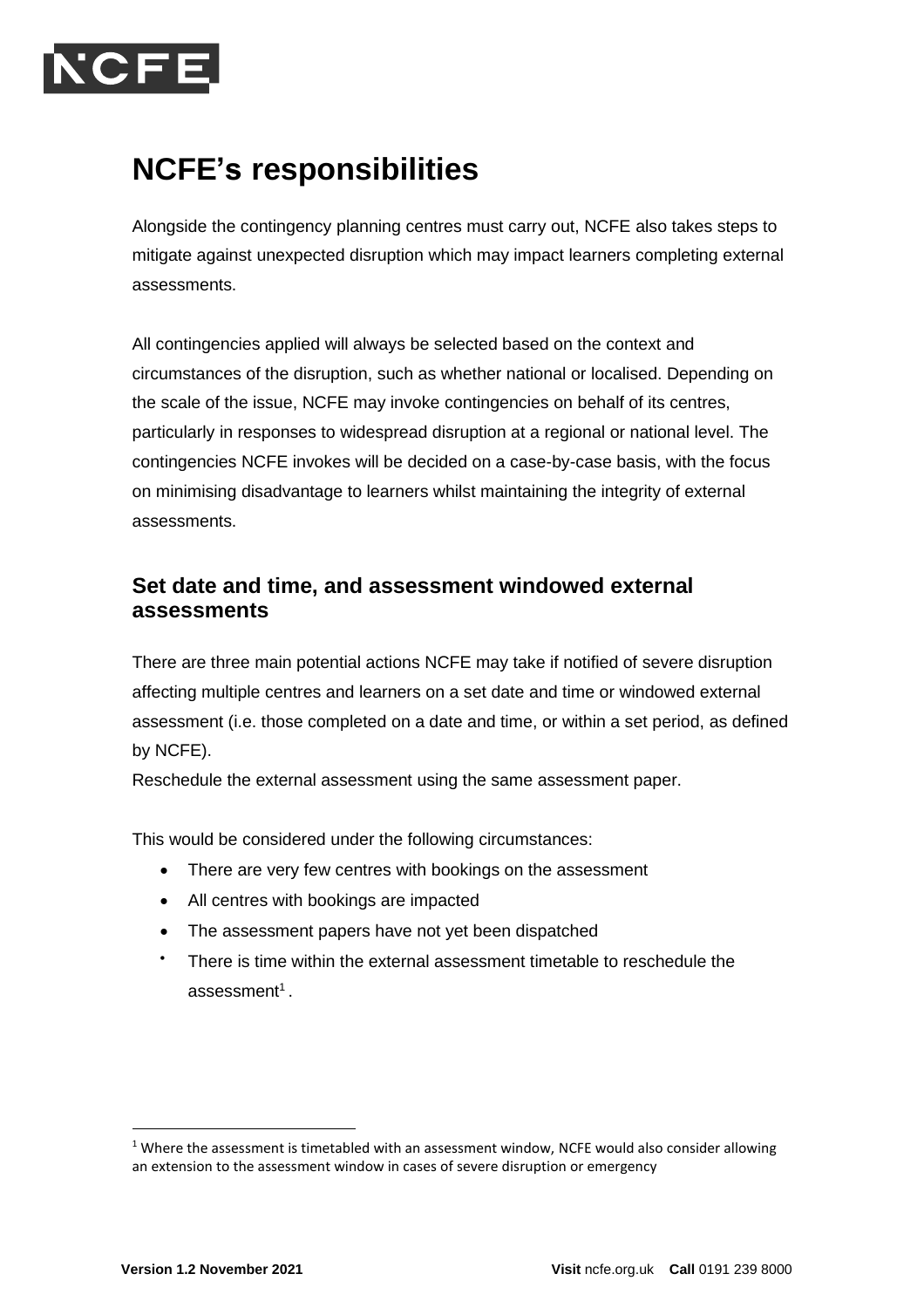# NCFE's responsibilities

Alongside the contingency planning centres must carry out, NCFE also takes steps to mitigate against unexpected disruption which may impact learners completing external assessments.

All contingencies applied will always be selected based on the context and circumstances of the disruption, such as whether national or localised. Depending on the scale of the issue, NCFE may invoke contingencies on behalf of its centres, particularly in responses to widespread disruption at a regional or national level. The contingencies NCFE invokes will be decided on a case-by-case basis, with the focus on minimising disadvantage to learners whilst maintaining the integrity of external assessments.

## Set date and time, and assessment windowed external assessments

There are three main potential actions NCFE may take if notified of severe disruption affecting multiple centres and learners on a set date and time or windowed external assessment (i.e. those completed on a date and time, or within a set period, as defined by NCFE).

Reschedule the external assessment using the same assessment paper.

This would be considered under the following circumstances:

- There are very few centres with bookings on the assessment
- All centres with bookings are impacted
- The assessment papers have not yet been dispatched
- There is time within the external assessment timetable to reschedule the assessment[1].

[1] Where the assessment is timetabled with an assessment window, NCFE would also consider allowing an extension to the assessment window in cases of severe disruption or emergency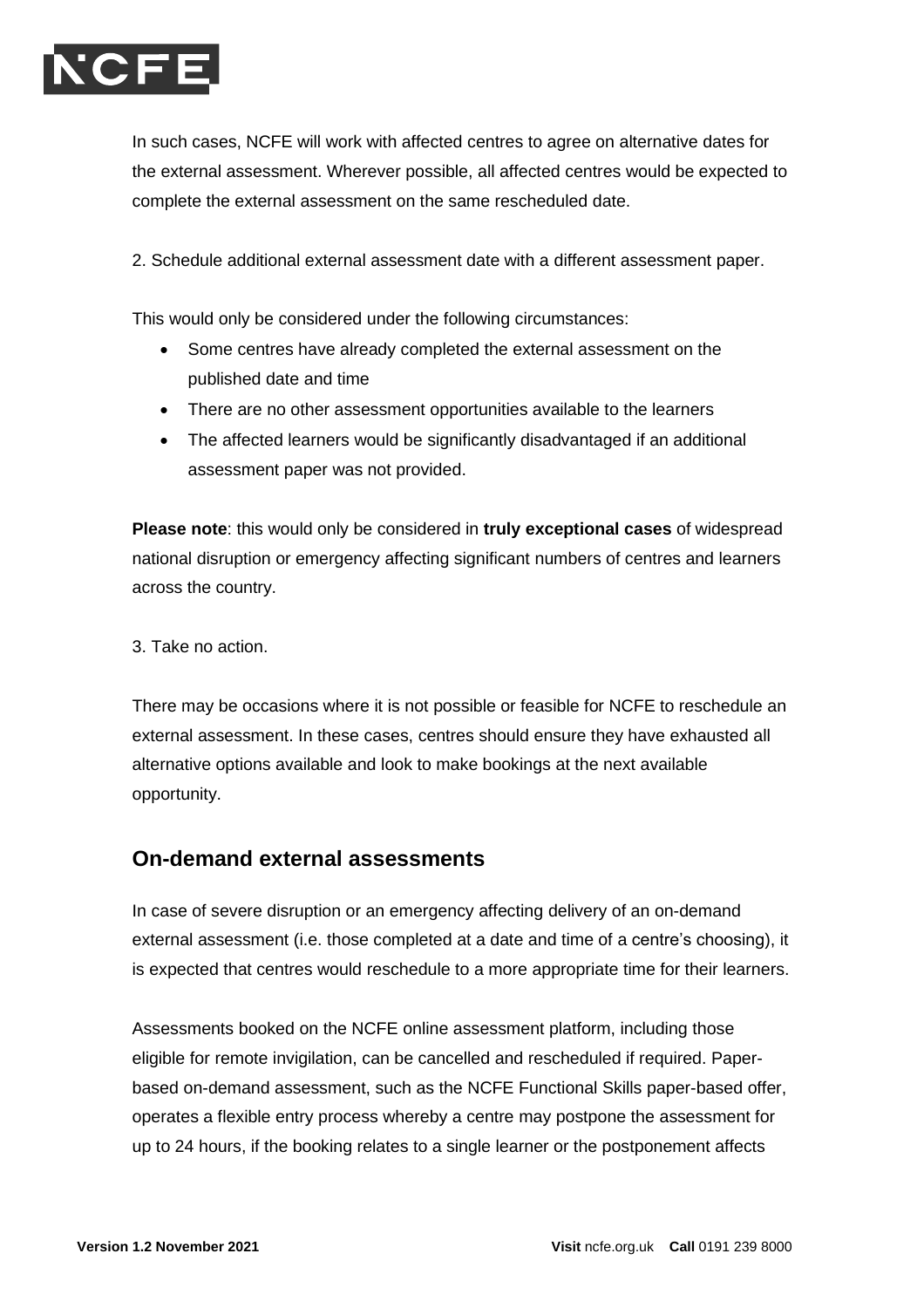In such cases, NCFE will work with affected centres to agree on alternative dates for the external assessment. Wherever possible, all affected centres would be expected to complete the external assessment on the same rescheduled date.

2. Schedule additional external assessment date with a different assessment paper.

This would only be considered under the following circumstances:

- Some centres have already completed the external assessment on the published date and time
- There are no other assessment opportunities available to the learners
- The affected learners would be significantly disadvantaged if an additional assessment paper was not provided.

**Please note**: this would only be considered in **truly exceptional cases** of widespread national disruption or emergency affecting significant numbers of centres and learners across the country.

3. Take no action.

There may be occasions where it is not possible or feasible for NCFE to reschedule an external assessment. In these cases, centres should ensure they have exhausted all alternative options available and look to make bookings at the next available opportunity.

## On-demand external assessments

In case of severe disruption or an emergency affecting delivery of an on-demand external assessment (i.e. those completed at a date and time of a centre's choosing), it is expected that centres would reschedule to a more appropriate time for their learners.

Assessments booked on the NCFE online assessment platform, including those eligible for remote invigilation, can be cancelled and rescheduled if required. Paper-based on-demand assessment, such as the NCFE Functional Skills paper-based offer, operates a flexible entry process whereby a centre may postpone the assessment for up to 24 hours, if the booking relates to a single learner or the postponement affects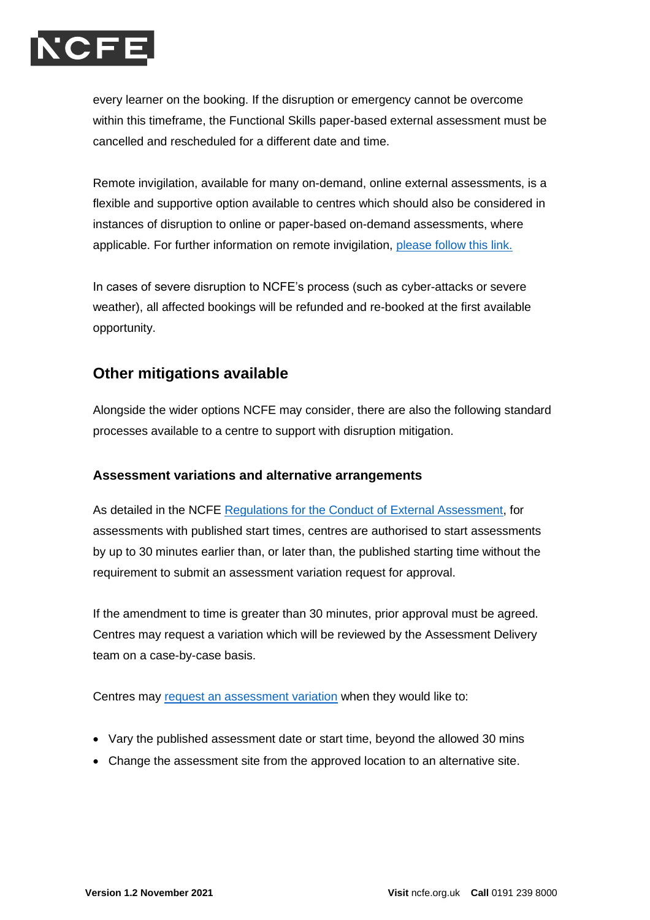every learner on the booking. If the disruption or emergency cannot be overcome within this timeframe, the Functional Skills paper-based external assessment must be cancelled and rescheduled for a different date and time.

Remote invigilation, available for many on-demand, online external assessments, is a flexible and supportive option available to centres which should also be considered in instances of disruption to online or paper-based on-demand assessments, where applicable. For further information on remote invigilation, please follow this link.

In cases of severe disruption to NCFE's process (such as cyber-attacks or severe weather), all affected bookings will be refunded and re-booked at the first available opportunity.

## Other mitigations available

Alongside the wider options NCFE may consider, there are also the following standard processes available to a centre to support with disruption mitigation.

### Assessment variations and alternative arrangements

As detailed in the NCFE Regulations for the Conduct of External Assessment, for assessments with published start times, centres are authorised to start assessments by up to 30 minutes earlier than, or later than, the published starting time without the requirement to submit an assessment variation request for approval.

If the amendment to time is greater than 30 minutes, prior approval must be agreed. Centres may request a variation which will be reviewed by the Assessment Delivery team on a case-by-case basis.

Centres may request an assessment variation when they would like to:

- Vary the published assessment date or start time, beyond the allowed 30 mins
- Change the assessment site from the approved location to an alternative site.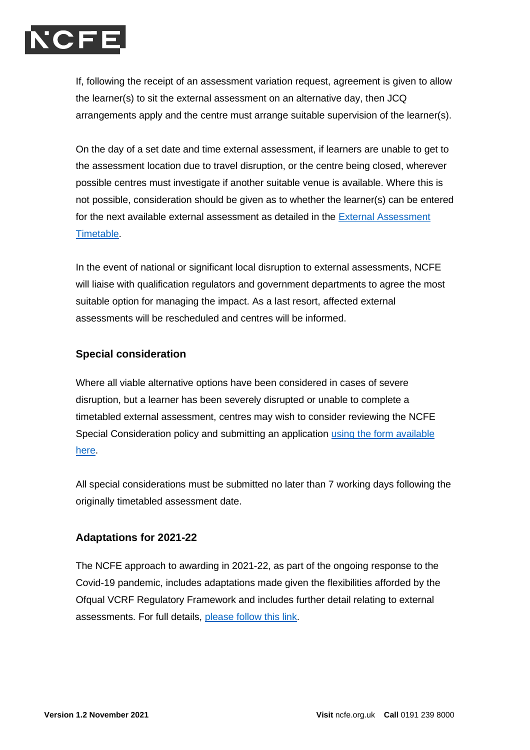If, following the receipt of an assessment variation request, agreement is given to allow the learner(s) to sit the external assessment on an alternative day, then JCQ arrangements apply and the centre must arrange suitable supervision of the learner(s).

On the day of a set date and time external assessment, if learners are unable to get to the assessment location due to travel disruption, or the centre being closed, wherever possible centres must investigate if another suitable venue is available. Where this is not possible, consideration should be given as to whether the learner(s) can be entered for the next available external assessment as detailed in the [External Assessment Timetable]().

In the event of national or significant local disruption to external assessments, NCFE will liaise with qualification regulators and government departments to agree the most suitable option for managing the impact. As a last resort, affected external assessments will be rescheduled and centres will be informed.

### Special consideration

Where all viable alternative options have been considered in cases of severe disruption, but a learner has been severely disrupted or unable to complete a timetabled external assessment, centres may wish to consider reviewing the NCFE Special Consideration policy and submitting an application [using the form available here]().

All special considerations must be submitted no later than 7 working days following the originally timetabled assessment date.

### Adaptations for 2021-22

The NCFE approach to awarding in 2021-22, as part of the ongoing response to the Covid-19 pandemic, includes adaptations made given the flexibilities afforded by the Ofqual VCRF Regulatory Framework and includes further detail relating to external assessments. For full details, [please follow this link]().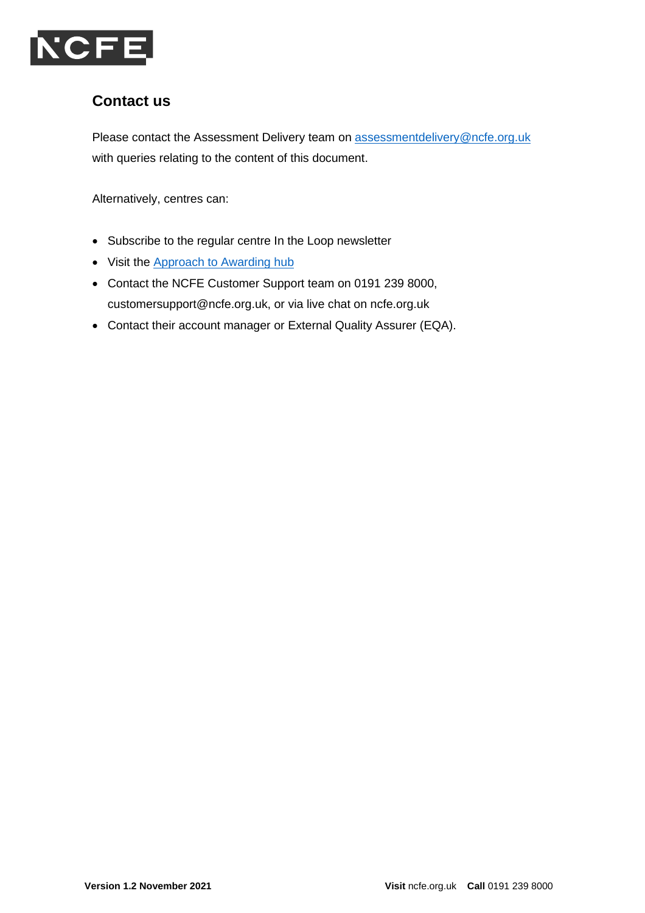## Contact us

Please contact the Assessment Delivery team on assessmentdelivery@ncfe.org.uk with queries relating to the content of this document.

Alternatively, centres can:

- Subscribe to the regular centre In the Loop newsletter
- Visit the Approach to Awarding hub
- Contact the NCFE Customer Support team on 0191 239 8000, customersupport@ncfe.org.uk, or via live chat on ncfe.org.uk
- Contact their account manager or External Quality Assurer (EQA).

**Version 1.2 November 2021**